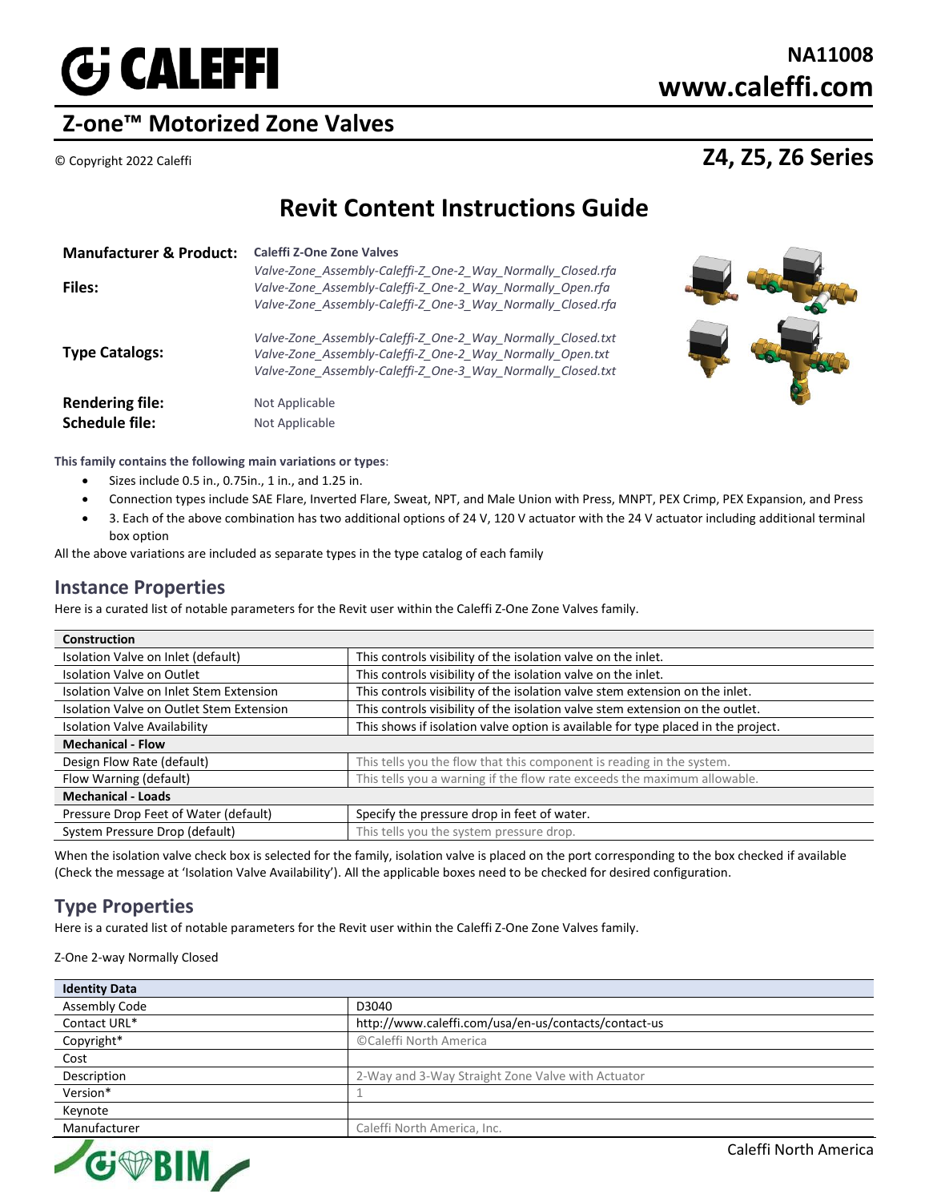# Z-one™ Motorized Zone Valves

NA11008
www.caleffi.com

© Copyright 2022 Caleffi

## Z4, Z5, Z6 Series

# Revit Content Instructions Guide

**Manufacturer & Product:** **Caleffi Z-One Zone Valves**

**Files:**
*Valve-Zone_Assembly-Caleffi-Z_One-2_Way_Normally_Closed.rfa*
*Valve-Zone_Assembly-Caleffi-Z_One-2_Way_Normally_Open.rfa*
*Valve-Zone_Assembly-Caleffi-Z_One-3_Way_Normally_Closed.rfa*

**Type Catalogs:**
*Valve-Zone_Assembly-Caleffi-Z_One-2_Way_Normally_Closed.txt*
*Valve-Zone_Assembly-Caleffi-Z_One-2_Way_Normally_Open.txt*
*Valve-Zone_Assembly-Caleffi-Z_One-3_Way_Normally_Closed.txt*

**Rendering file:** Not Applicable
**Schedule file:** Not Applicable

**This family contains the following main variations or types**:

- Sizes include 0.5 in., 0.75in., 1 in., and 1.25 in.
- Connection types include SAE Flare, Inverted Flare, Sweat, NPT, and Male Union with Press, MNPT, PEX Crimp, PEX Expansion, and Press
- 3. Each of the above combination has two additional options of 24 V, 120 V actuator with the 24 V actuator including additional terminal box option

All the above variations are included as separate types in the type catalog of each family

## Instance Properties

Here is a curated list of notable parameters for the Revit user within the Caleffi Z-One Zone Valves family.

| **Construction** | |
|---|---|
| Isolation Valve on Inlet (default) | This controls visibility of the isolation valve on the inlet. |
| Isolation Valve on Outlet | This controls visibility of the isolation valve on the inlet. |
| Isolation Valve on Inlet Stem Extension | This controls visibility of the isolation valve stem extension on the inlet. |
| Isolation Valve on Outlet Stem Extension | This controls visibility of the isolation valve stem extension on the outlet. |
| Isolation Valve Availability | This shows if isolation valve option is available for type placed in the project. |
| **Mechanical - Flow** | |
| Design Flow Rate (default) | This tells you the flow that this component is reading in the system. |
| Flow Warning (default) | This tells you a warning if the flow rate exceeds the maximum allowable. |
| **Mechanical - Loads** | |
| Pressure Drop Feet of Water (default) | Specify the pressure drop in feet of water. |
| System Pressure Drop (default) | This tells you the system pressure drop. |

When the isolation valve check box is selected for the family, isolation valve is placed on the port corresponding to the box checked if available (Check the message at 'Isolation Valve Availability'). All the applicable boxes need to be checked for desired configuration.

## Type Properties

Here is a curated list of notable parameters for the Revit user within the Caleffi Z-One Zone Valves family.

Z-One 2-way Normally Closed

| **Identity Data** | |
|---|---|
| Assembly Code | D3040 |
| Contact URL* | http://www.caleffi.com/usa/en-us/contacts/contact-us |
| Copyright* | ©Caleffi North America |
| Cost | |
| Description | 2-Way and 3-Way Straight Zone Valve with Actuator |
| Version* | 1 |
| Keynote | |
| Manufacturer | Caleffi North America, Inc. |

Caleffi North America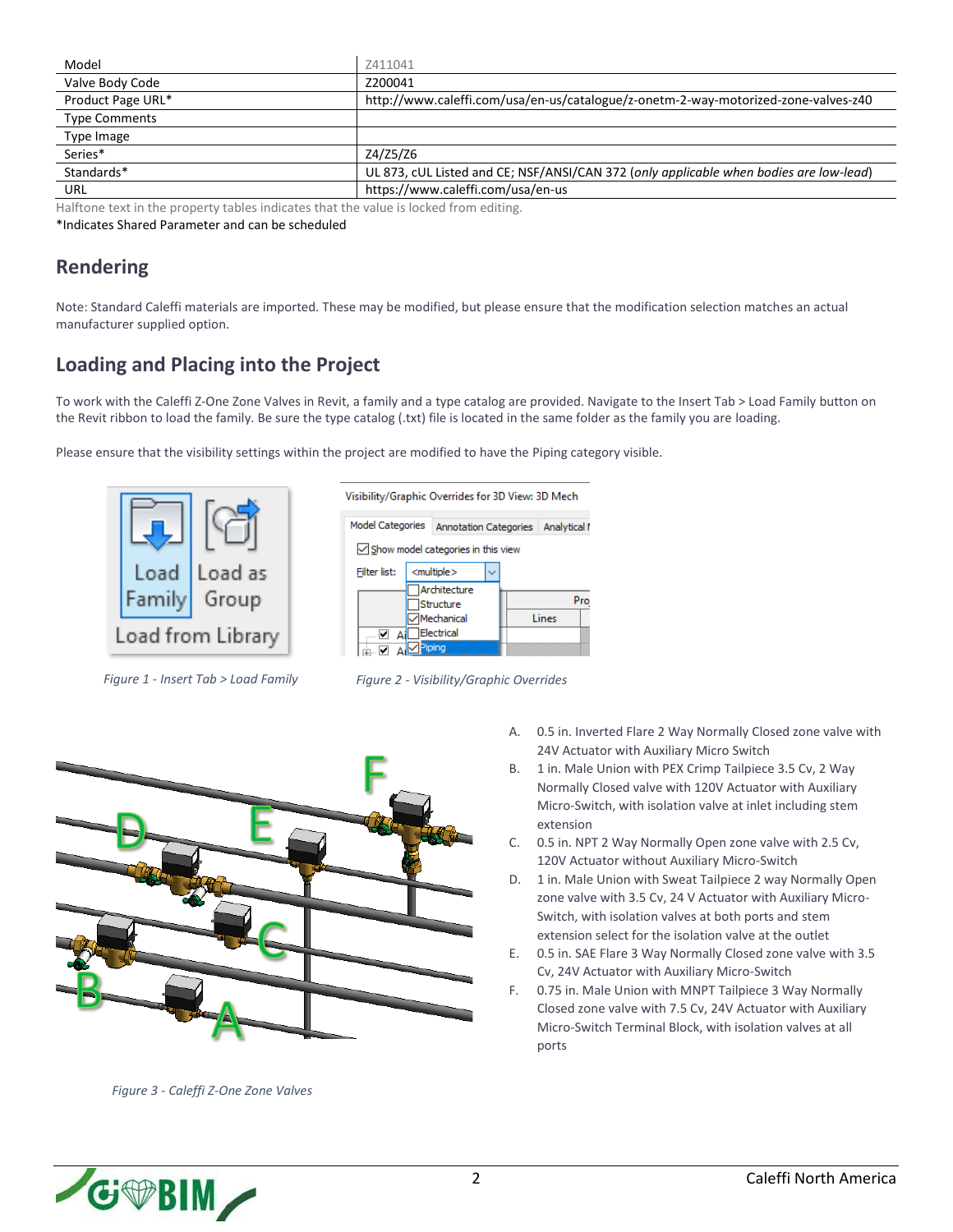| Model | Z411041 |
| --- | --- |
| Valve Body Code | Z200041 |
| Product Page URL* | http://www.caleffi.com/usa/en-us/catalogue/z-onetm-2-way-motorized-zone-valves-z40 |
| Type Comments | |
| Type Image | |
| Series* | Z4/Z5/Z6 |
| Standards* | UL 873, cUL Listed and CE; NSF/ANSI/CAN 372 (*only applicable when bodies are low-lead*) |
| URL | https://www.caleffi.com/usa/en-us |

Halftone text in the property tables indicates that the value is locked from editing.

*Indicates Shared Parameter and can be scheduled

## Rendering

Note: Standard Caleffi materials are imported. These may be modified, but please ensure that the modification selection matches an actual manufacturer supplied option.

## Loading and Placing into the Project

To work with the Caleffi Z-One Zone Valves in Revit, a family and a type catalog are provided. Navigate to the Insert Tab > Load Family button on the Revit ribbon to load the family. Be sure the type catalog (.txt) file is located in the same folder as the family you are loading.

Please ensure that the visibility settings within the project are modified to have the Piping category visible.

*Figure 1 - Insert Tab > Load Family*

*Figure 2 - Visibility/Graphic Overrides*

A. 0.5 in. Inverted Flare 2 Way Normally Closed zone valve with 24V Actuator with Auxiliary Micro Switch
B. 1 in. Male Union with PEX Crimp Tailpiece 3.5 Cv, 2 Way Normally Closed valve with 120V Actuator with Auxiliary Micro-Switch, with isolation valve at inlet including stem extension
C. 0.5 in. NPT 2 Way Normally Open zone valve with 2.5 Cv, 120V Actuator without Auxiliary Micro-Switch
D. 1 in. Male Union with Sweat Tailpiece 2 way Normally Open zone valve with 3.5 Cv, 24 V Actuator with Auxiliary Micro-Switch, with isolation valves at both ports and stem extension select for the isolation valve at the outlet
E. 0.5 in. SAE Flare 3 Way Normally Closed zone valve with 3.5 Cv, 24V Actuator with Auxiliary Micro-Switch
F. 0.75 in. Male Union with MNPT Tailpiece 3 Way Normally Closed zone valve with 7.5 Cv, 24V Actuator with Auxiliary Micro-Switch Terminal Block, with isolation valves at all ports

*Figure 3 - Caleffi Z-One Zone Valves*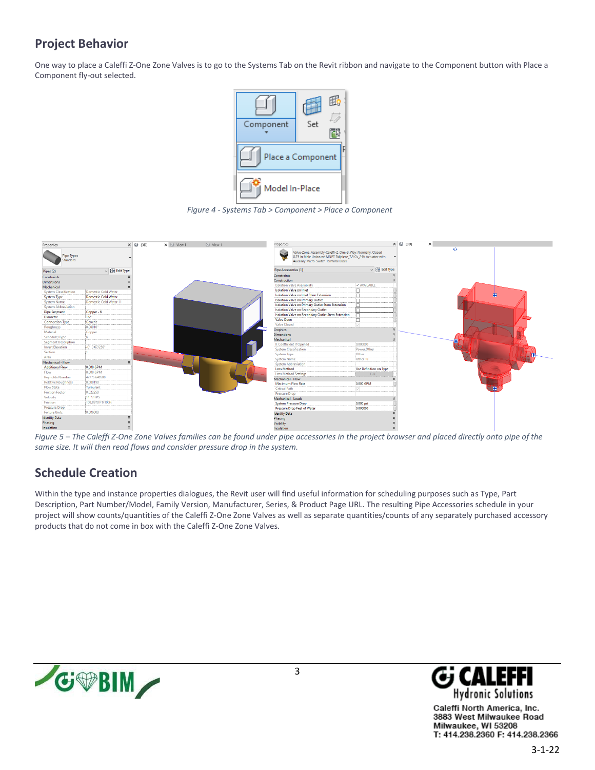## Project Behavior

One way to place a Caleffi Z-One Zone Valves is to go to the Systems Tab on the Revit ribbon and navigate to the Component button with Place a Component fly-out selected.

*Figure 4 - Systems Tab > Component > Place a Component*

*Figure 5 – The Caleffi Z-One Zone Valves families can be found under pipe accessories in the project browser and placed directly onto pipe of the same size. It will then read flows and consider pressure drop in the system.*

## Schedule Creation

Within the type and instance properties dialogues, the Revit user will find useful information for scheduling purposes such as Type, Part Description, Part Number/Model, Family Version, Manufacturer, Series, & Product Page URL. The resulting Pipe Accessories schedule in your project will show counts/quantities of the Caleffi Z-One Zone Valves as well as separate quantities/counts of any separately purchased accessory products that do not come in box with the Caleffi Z-One Zone Valves.

Caleffi North America, Inc.
3883 West Milwaukee Road
Milwaukee, WI 53208
T: 414.238.2360 F: 414.238.2366

3-1-22